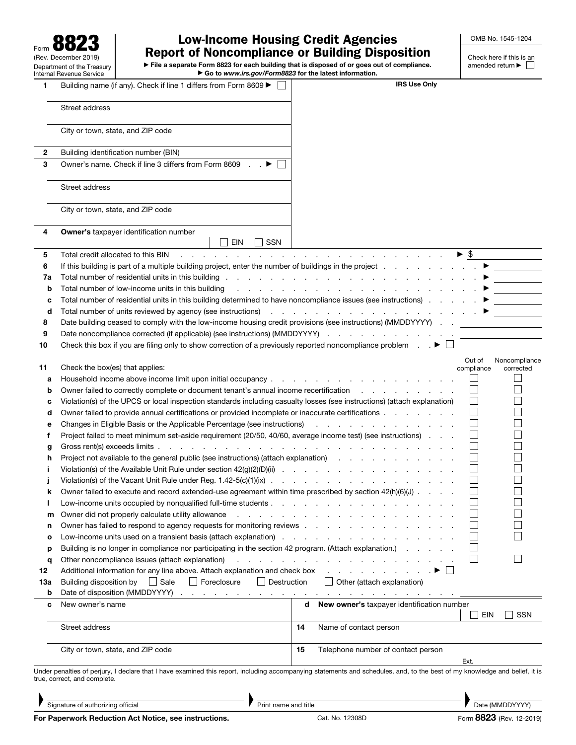Form **8823**
(Rev. December 2019)
Department of the Treasury
Internal Revenue Service

# Low-Income Housing Credit Agencies Report of Noncompliance or Building Disposition

► File a separate Form 8823 for each building that is disposed of or goes out of compliance.
► Go to *www.irs.gov/Form8823* for the latest information.

OMB No. 1545-1204

Check here if this is an amended return ► ☐

**IRS Use Only**

**1** Building name (if any). Check if line 1 differs from Form 8609 ► ☐

Street address

City or town, state, and ZIP code

**2** Building identification number (BIN)

**3** Owner's name. Check if line 3 differs from Form 8609 . . ► ☐

Street address

City or town, state, and ZIP code

**4** **Owner's** taxpayer identification number ☐ EIN ☐ SSN

**5** Total credit allocated to this BIN . . . ► $

**6** If this building is part of a multiple building project, enter the number of buildings in the project . . . ►

**7a** Total number of residential units in this building . . . ►

**b** Total number of low-income units in this building . . . ►

**c** Total number of residential units in this building determined to have noncompliance issues (see instructions) . . . ►

**d** Total number of units reviewed by agency (see instructions) . . . ►

**8** Date building ceased to comply with the low-income housing credit provisions (see instructions) (MMDDYYYY) . .

**9** Date noncompliance corrected (if applicable) (see instructions) (MMDDYYYY) . . .

**10** Check this box if you are filing only to show correction of a previously reported noncompliance problem . . ► ☐

| **11** | Check the box(es) that applies: | Out of compliance | Noncompliance corrected |
|---|---|---|---|
| **a** | Household income above income limit upon initial occupancy . . . | ☐ | ☐ |
| **b** | Owner failed to correctly complete or document tenant's annual income recertification . . . | ☐ | ☐ |
| **c** | Violation(s) of the UPCS or local inspection standards including casualty losses (see instructions) (attach explanation) | ☐ | ☐ |
| **d** | Owner failed to provide annual certifications or provided incomplete or inaccurate certifications . . . | ☐ | ☐ |
| **e** | Changes in Eligible Basis or the Applicable Percentage (see instructions) . . . | ☐ | ☐ |
| **f** | Project failed to meet minimum set-aside requirement (20/50, 40/60, average income test) (see instructions) . . . | ☐ | ☐ |
| **g** | Gross rent(s) exceeds limits . . . | ☐ | ☐ |
| **h** | Project not available to the general public (see instructions) (attach explanation) . . . | ☐ | ☐ |
| **i** | Violation(s) of the Available Unit Rule under section 42(g)(2)(D)(ii) . . . | ☐ | ☐ |
| **j** | Violation(s) of the Vacant Unit Rule under Reg. 1.42-5(c)(1)(ix) . . . | ☐ | ☐ |
| **k** | Owner failed to execute and record extended-use agreement within time prescribed by section 42(h)(6)(J) . . . | ☐ | ☐ |
| **l** | Low-income units occupied by nonqualified full-time students . . . | ☐ | ☐ |
| **m** | Owner did not properly calculate utility allowance . . . | ☐ | ☐ |
| **n** | Owner has failed to respond to agency requests for monitoring reviews . . . | ☐ | ☐ |
| **o** | Low-income units used on a transient basis (attach explanation) . . . | ☐ | ☐ |
| **p** | Building is no longer in compliance nor participating in the section 42 program. (Attach explanation.) . . . | ☐ | |
| **q** | Other noncompliance issues (attach explanation) . . . | ☐ | ☐ |

**12** Additional information for any line above. Attach explanation and check box . . . ► ☐

**13a** Building disposition by ☐ Sale ☐ Foreclosure ☐ Destruction ☐ Other (attach explanation)

**b** Date of disposition (MMDDYYYY) . . .

**c** New owner's name

Street address

City or town, state, and ZIP code

**d** **New owner's** taxpayer identification number ☐ EIN ☐ SSN

**14** Name of contact person

**15** Telephone number of contact person Ext.

Under penalties of perjury, I declare that I have examined this report, including accompanying statements and schedules, and, to the best of my knowledge and belief, it is true, correct, and complete.

Signature of authorizing official | Print name and title | Date (MMDDYYYY)

**For Paperwork Reduction Act Notice, see instructions.** Cat. No. 12308D Form **8823** (Rev. 12-2019)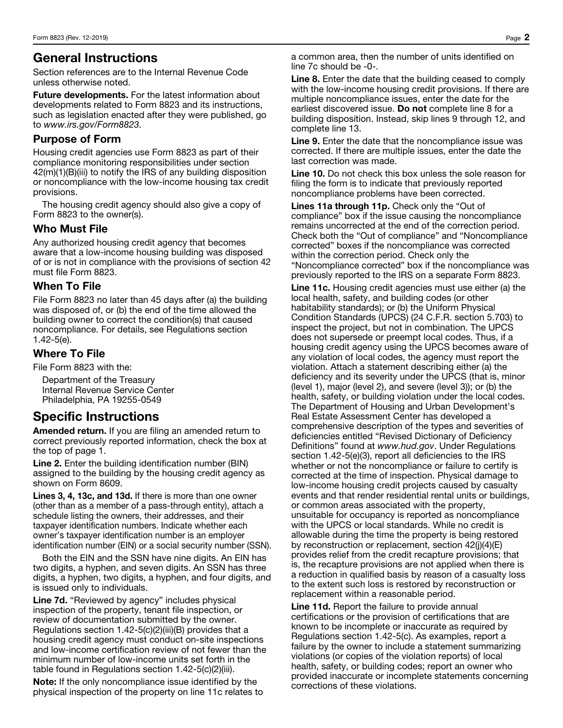## General Instructions

Section references are to the Internal Revenue Code unless otherwise noted.

**Future developments.** For the latest information about developments related to Form 8823 and its instructions, such as legislation enacted after they were published, go to *www.irs.gov/Form8823*.

### Purpose of Form

Housing credit agencies use Form 8823 as part of their compliance monitoring responsibilities under section 42(m)(1)(B)(iii) to notify the IRS of any building disposition or noncompliance with the low-income housing tax credit provisions.

The housing credit agency should also give a copy of Form 8823 to the owner(s).

### Who Must File

Any authorized housing credit agency that becomes aware that a low-income housing building was disposed of or is not in compliance with the provisions of section 42 must file Form 8823.

### When To File

File Form 8823 no later than 45 days after (a) the building was disposed of, or (b) the end of the time allowed the building owner to correct the condition(s) that caused noncompliance. For details, see Regulations section 1.42-5(e).

### Where To File

File Form 8823 with the:

Department of the Treasury
Internal Revenue Service Center
Philadelphia, PA 19255-0549

## Specific Instructions

**Amended return.** If you are filing an amended return to correct previously reported information, check the box at the top of page 1.

**Line 2.** Enter the building identification number (BIN) assigned to the building by the housing credit agency as shown on Form 8609.

**Lines 3, 4, 13c, and 13d.** If there is more than one owner (other than as a member of a pass-through entity), attach a schedule listing the owners, their addresses, and their taxpayer identification numbers. Indicate whether each owner's taxpayer identification number is an employer identification number (EIN) or a social security number (SSN).

Both the EIN and the SSN have nine digits. An EIN has two digits, a hyphen, and seven digits. An SSN has three digits, a hyphen, two digits, a hyphen, and four digits, and is issued only to individuals.

**Line 7d.** "Reviewed by agency" includes physical inspection of the property, tenant file inspection, or review of documentation submitted by the owner. Regulations section 1.42-5(c)(2)(iii)(B) provides that a housing credit agency must conduct on-site inspections and low-income certification review of not fewer than the minimum number of low-income units set forth in the table found in Regulations section 1.42-5(c)(2)(iii).

**Note:** If the only noncompliance issue identified by the physical inspection of the property on line 11c relates to a common area, then the number of units identified on line 7c should be -0-.

**Line 8.** Enter the date that the building ceased to comply with the low-income housing credit provisions. If there are multiple noncompliance issues, enter the date for the earliest discovered issue. **Do not** complete line 8 for a building disposition. Instead, skip lines 9 through 12, and complete line 13.

**Line 9.** Enter the date that the noncompliance issue was corrected. If there are multiple issues, enter the date the last correction was made.

**Line 10.** Do not check this box unless the sole reason for filing the form is to indicate that previously reported noncompliance problems have been corrected.

**Lines 11a through 11p.** Check only the "Out of compliance" box if the issue causing the noncompliance remains uncorrected at the end of the correction period. Check both the "Out of compliance" and "Noncompliance corrected" boxes if the noncompliance was corrected within the correction period. Check only the "Noncompliance corrected" box if the noncompliance was previously reported to the IRS on a separate Form 8823.

**Line 11c.** Housing credit agencies must use either (a) the local health, safety, and building codes (or other habitability standards); or (b) the Uniform Physical Condition Standards (UPCS) (24 C.F.R. section 5.703) to inspect the project, but not in combination. The UPCS does not supersede or preempt local codes. Thus, if a housing credit agency using the UPCS becomes aware of any violation of local codes, the agency must report the violation. Attach a statement describing either (a) the deficiency and its severity under the UPCS (that is, minor (level 1), major (level 2), and severe (level 3)); or (b) the health, safety, or building violation under the local codes. The Department of Housing and Urban Development's Real Estate Assessment Center has developed a comprehensive description of the types and severities of deficiencies entitled "Revised Dictionary of Deficiency Definitions" found at *www.hud.gov*. Under Regulations section 1.42-5(e)(3), report all deficiencies to the IRS whether or not the noncompliance or failure to certify is corrected at the time of inspection. Physical damage to low-income housing credit projects caused by casualty events and that render residential rental units or buildings, or common areas associated with the property, unsuitable for occupancy is reported as noncompliance with the UPCS or local standards. While no credit is allowable during the time the property is being restored by reconstruction or replacement, section 42(j)(4)(E) provides relief from the credit recapture provisions; that is, the recapture provisions are not applied when there is a reduction in qualified basis by reason of a casualty loss to the extent such loss is restored by reconstruction or replacement within a reasonable period.

**Line 11d.** Report the failure to provide annual certifications or the provision of certifications that are known to be incomplete or inaccurate as required by Regulations section 1.42-5(c). As examples, report a failure by the owner to include a statement summarizing violations (or copies of the violation reports) of local health, safety, or building codes; report an owner who provided inaccurate or incomplete statements concerning corrections of these violations.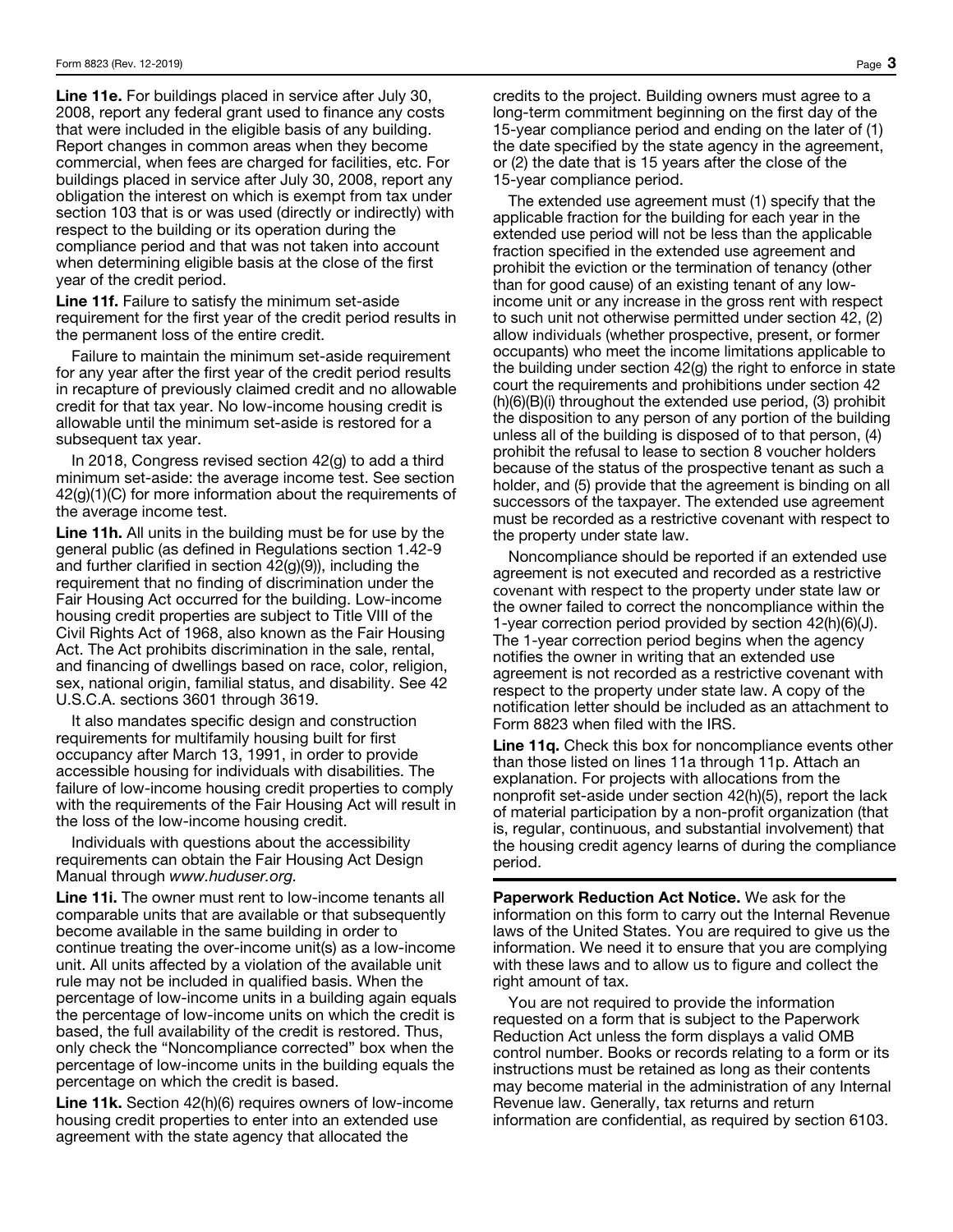**Line 11e.** For buildings placed in service after July 30, 2008, report any federal grant used to finance any costs that were included in the eligible basis of any building. Report changes in common areas when they become commercial, when fees are charged for facilities, etc. For buildings placed in service after July 30, 2008, report any obligation the interest on which is exempt from tax under section 103 that is or was used (directly or indirectly) with respect to the building or its operation during the compliance period and that was not taken into account when determining eligible basis at the close of the first year of the credit period.

**Line 11f.** Failure to satisfy the minimum set-aside requirement for the first year of the credit period results in the permanent loss of the entire credit.

Failure to maintain the minimum set-aside requirement for any year after the first year of the credit period results in recapture of previously claimed credit and no allowable credit for that tax year. No low-income housing credit is allowable until the minimum set-aside is restored for a subsequent tax year.

In 2018, Congress revised section 42(g) to add a third minimum set-aside: the average income test. See section 42(g)(1)(C) for more information about the requirements of the average income test.

**Line 11h.** All units in the building must be for use by the general public (as defined in Regulations section 1.42-9 and further clarified in section 42(g)(9)), including the requirement that no finding of discrimination under the Fair Housing Act occurred for the building. Low-income housing credit properties are subject to Title VIII of the Civil Rights Act of 1968, also known as the Fair Housing Act. The Act prohibits discrimination in the sale, rental, and financing of dwellings based on race, color, religion, sex, national origin, familial status, and disability. See 42 U.S.C.A. sections 3601 through 3619.

It also mandates specific design and construction requirements for multifamily housing built for first occupancy after March 13, 1991, in order to provide accessible housing for individuals with disabilities. The failure of low-income housing credit properties to comply with the requirements of the Fair Housing Act will result in the loss of the low-income housing credit.

Individuals with questions about the accessibility requirements can obtain the Fair Housing Act Design Manual through *www.huduser.org.*

**Line 11i.** The owner must rent to low-income tenants all comparable units that are available or that subsequently become available in the same building in order to continue treating the over-income unit(s) as a low-income unit. All units affected by a violation of the available unit rule may not be included in qualified basis. When the percentage of low-income units in a building again equals the percentage of low-income units on which the credit is based, the full availability of the credit is restored. Thus, only check the "Noncompliance corrected" box when the percentage of low-income units in the building equals the percentage on which the credit is based.

**Line 11k.** Section 42(h)(6) requires owners of low-income housing credit properties to enter into an extended use agreement with the state agency that allocated the credits to the project. Building owners must agree to a long-term commitment beginning on the first day of the 15-year compliance period and ending on the later of (1) the date specified by the state agency in the agreement, or (2) the date that is 15 years after the close of the 15-year compliance period.

The extended use agreement must (1) specify that the applicable fraction for the building for each year in the extended use period will not be less than the applicable fraction specified in the extended use agreement and prohibit the eviction or the termination of tenancy (other than for good cause) of an existing tenant of any low-income unit or any increase in the gross rent with respect to such unit not otherwise permitted under section 42, (2) allow individuals (whether prospective, present, or former occupants) who meet the income limitations applicable to the building under section 42(g) the right to enforce in state court the requirements and prohibitions under section 42 (h)(6)(B)(i) throughout the extended use period, (3) prohibit the disposition to any person of any portion of the building unless all of the building is disposed of to that person, (4) prohibit the refusal to lease to section 8 voucher holders because of the status of the prospective tenant as such a holder, and (5) provide that the agreement is binding on all successors of the taxpayer. The extended use agreement must be recorded as a restrictive covenant with respect to the property under state law.

Noncompliance should be reported if an extended use agreement is not executed and recorded as a restrictive covenant with respect to the property under state law or the owner failed to correct the noncompliance within the 1-year correction period provided by section 42(h)(6)(J). The 1-year correction period begins when the agency notifies the owner in writing that an extended use agreement is not recorded as a restrictive covenant with respect to the property under state law. A copy of the notification letter should be included as an attachment to Form 8823 when filed with the IRS.

**Line 11q.** Check this box for noncompliance events other than those listed on lines 11a through 11p. Attach an explanation. For projects with allocations from the nonprofit set-aside under section 42(h)(5), report the lack of material participation by a non-profit organization (that is, regular, continuous, and substantial involvement) that the housing credit agency learns of during the compliance period.

---

**Paperwork Reduction Act Notice.** We ask for the information on this form to carry out the Internal Revenue laws of the United States. You are required to give us the information. We need it to ensure that you are complying with these laws and to allow us to figure and collect the right amount of tax.

You are not required to provide the information requested on a form that is subject to the Paperwork Reduction Act unless the form displays a valid OMB control number. Books or records relating to a form or its instructions must be retained as long as their contents may become material in the administration of any Internal Revenue law. Generally, tax returns and return information are confidential, as required by section 6103.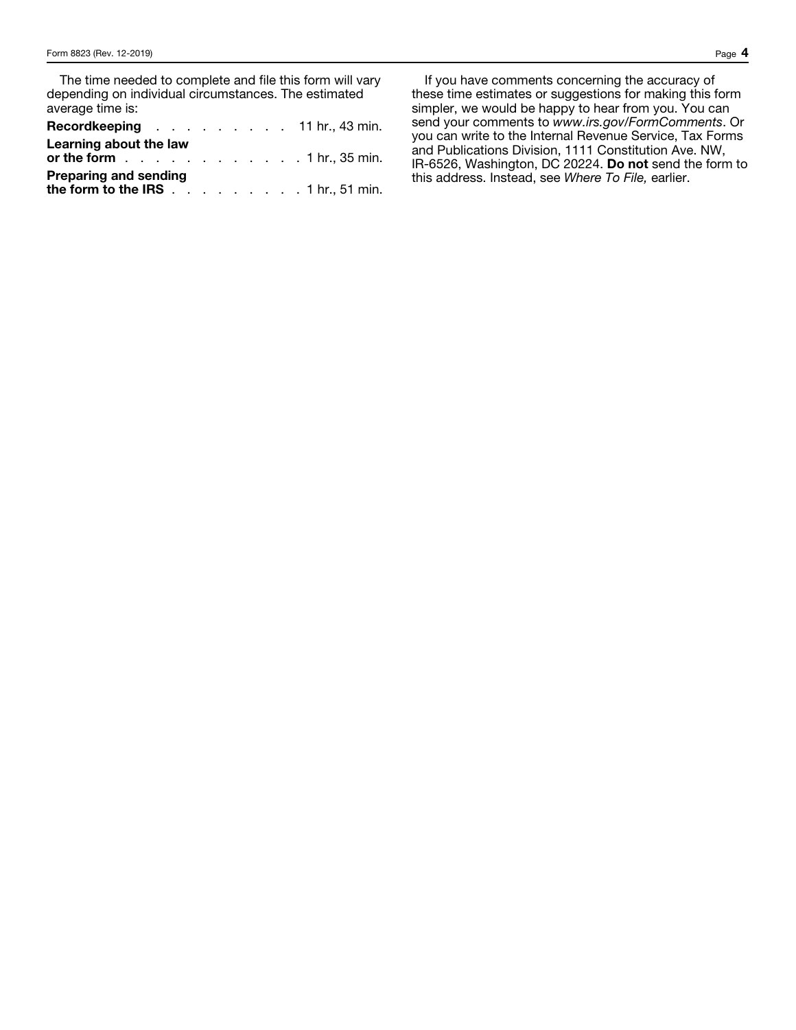The time needed to complete and file this form will vary depending on individual circumstances. The estimated average time is:

**Recordkeeping** . . . . . . . . . . 11 hr., 43 min.

**Learning about the law or the form** . . . . . . . . . . . . . 1 hr., 35 min.

**Preparing and sending the form to the IRS** . . . . . . . . . . 1 hr., 51 min.

If you have comments concerning the accuracy of these time estimates or suggestions for making this form simpler, we would be happy to hear from you. You can send your comments to *www.irs.gov/FormComments*. Or you can write to the Internal Revenue Service, Tax Forms and Publications Division, 1111 Constitution Ave. NW, IR-6526, Washington, DC 20224. **Do not** send the form to this address. Instead, see *Where To File,* earlier.